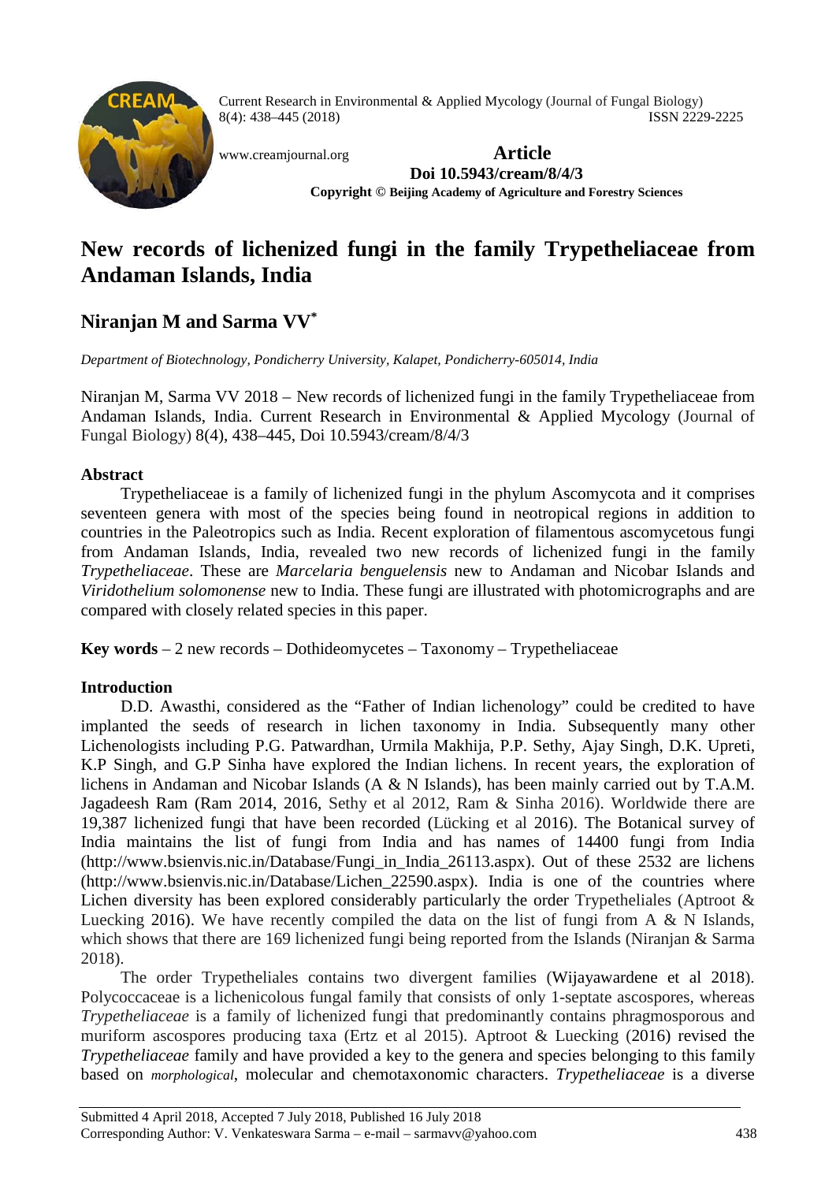Current Research in Environmental & Applied Mycology (Journal of Fungal Biology) 8(4): 438–445 (2018) ISSN 2229-2225

www.creamjournal.org

**Article**

**Doi 10.5943/cream/8/4/3**

**Copyright © Beijing Academy of Agriculture and Forestry Sciences**

# New records of lichenized fungi in the family Trypetheliaceae from Andaman Islands, India

## Niranjan M and Sarma VV*

*Department of Biotechnology, Pondicherry University, Kalapet, Pondicherry-605014, India*

Niranjan M, Sarma VV 2018 – New records of lichenized fungi in the family Trypetheliaceae from Andaman Islands, India. Current Research in Environmental & Applied Mycology (Journal of Fungal Biology) 8(4), 438–445, Doi 10.5943/cream/8/4/3

### Abstract

Trypetheliaceae is a family of lichenized fungi in the phylum Ascomycota and it comprises seventeen genera with most of the species being found in neotropical regions in addition to countries in the Paleotropics such as India. Recent exploration of filamentous ascomycetous fungi from Andaman Islands, India, revealed two new records of lichenized fungi in the family *Trypetheliaceae*. These are *Marcelaria benguelensis* new to Andaman and Nicobar Islands and *Viridothelium solomonense* new to India. These fungi are illustrated with photomicrographs and are compared with closely related species in this paper.

**Key words** – 2 new records – Dothideomycetes – Taxonomy – Trypetheliaceae

### Introduction

D.D. Awasthi, considered as the "Father of Indian lichenology" could be credited to have implanted the seeds of research in lichen taxonomy in India. Subsequently many other Lichenologists including P.G. Patwardhan, Urmila Makhija, P.P. Sethy, Ajay Singh, D.K. Upreti, K.P Singh, and G.P Sinha have explored the Indian lichens. In recent years, the exploration of lichens in Andaman and Nicobar Islands (A & N Islands), has been mainly carried out by T.A.M. Jagadeesh Ram (Ram 2014, 2016, Sethy et al 2012, Ram & Sinha 2016). Worldwide there are 19,387 lichenized fungi that have been recorded (Lücking et al 2016). The Botanical survey of India maintains the list of fungi from India and has names of 14400 fungi from India (http://www.bsienvis.nic.in/Database/Fungi_in_India_26113.aspx). Out of these 2532 are lichens (http://www.bsienvis.nic.in/Database/Lichen_22590.aspx). India is one of the countries where Lichen diversity has been explored considerably particularly the order Trypetheliales (Aptroot & Luecking 2016). We have recently compiled the data on the list of fungi from A & N Islands, which shows that there are 169 lichenized fungi being reported from the Islands (Niranjan & Sarma 2018).

The order Trypetheliales contains two divergent families (Wijayawardene et al 2018). Polycoccaceae is a lichenicolous fungal family that consists of only 1-septate ascospores, whereas *Trypetheliaceae* is a family of lichenized fungi that predominantly contains phragmosporous and muriform ascospores producing taxa (Ertz et al 2015). Aptroot & Luecking (2016) revised the *Trypetheliaceae* family and have provided a key to the genera and species belonging to this family based on *morphological*, molecular and chemotaxonomic characters. *Trypetheliaceae* is a diverse

Submitted 4 April 2018, Accepted 7 July 2018, Published 16 July 2018

Corresponding Author: V. Venkateswara Sarma – e-mail – sarmavv@yahoo.com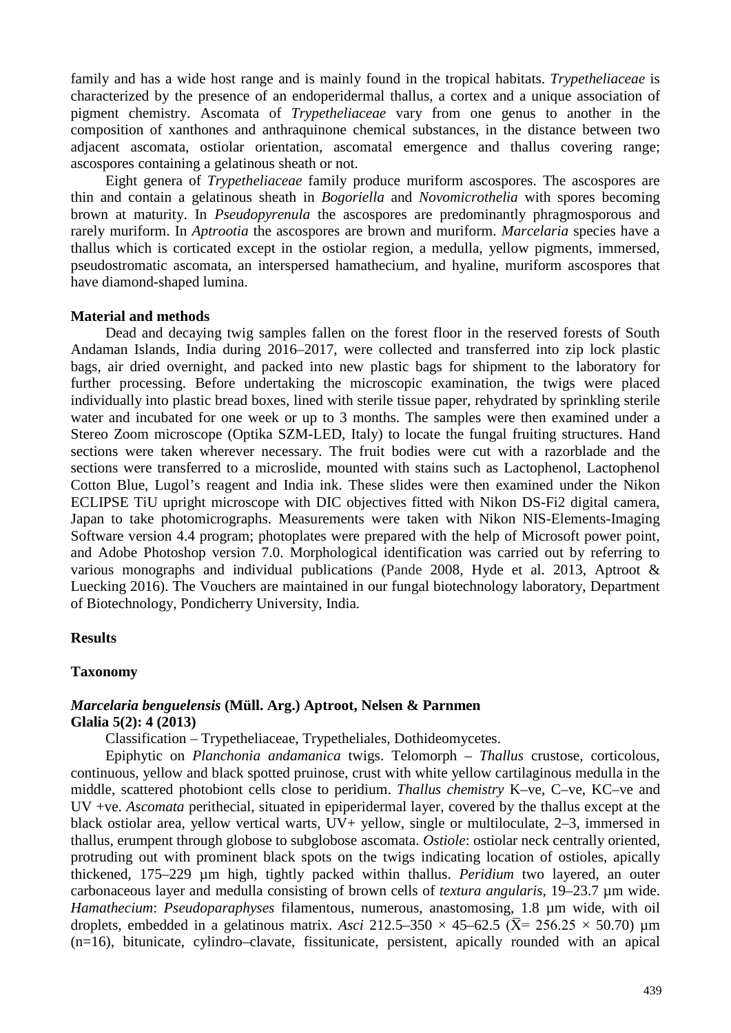family and has a wide host range and is mainly found in the tropical habitats. *Trypetheliaceae* is characterized by the presence of an endoperidermal thallus, a cortex and a unique association of pigment chemistry. Ascomata of *Trypetheliaceae* vary from one genus to another in the composition of xanthones and anthraquinone chemical substances, in the distance between two adjacent ascomata, ostiolar orientation, ascomatal emergence and thallus covering range; ascospores containing a gelatinous sheath or not.

Eight genera of *Trypetheliaceae* family produce muriform ascospores. The ascospores are thin and contain a gelatinous sheath in *Bogoriella* and *Novomicrothelia* with spores becoming brown at maturity. In *Pseudopyrenula* the ascospores are predominantly phragmosporous and rarely muriform. In *Aptrootia* the ascospores are brown and muriform. *Marcelaria* species have a thallus which is corticated except in the ostiolar region, a medulla, yellow pigments, immersed, pseudostromatic ascomata, an interspersed hamathecium, and hyaline, muriform ascospores that have diamond-shaped lumina.

## Material and methods

Dead and decaying twig samples fallen on the forest floor in the reserved forests of South Andaman Islands, India during 2016–2017, were collected and transferred into zip lock plastic bags, air dried overnight, and packed into new plastic bags for shipment to the laboratory for further processing. Before undertaking the microscopic examination, the twigs were placed individually into plastic bread boxes, lined with sterile tissue paper, rehydrated by sprinkling sterile water and incubated for one week or up to 3 months. The samples were then examined under a Stereo Zoom microscope (Optika SZM-LED, Italy) to locate the fungal fruiting structures. Hand sections were taken wherever necessary. The fruit bodies were cut with a razorblade and the sections were transferred to a microslide, mounted with stains such as Lactophenol, Lactophenol Cotton Blue, Lugol's reagent and India ink. These slides were then examined under the Nikon ECLIPSE TiU upright microscope with DIC objectives fitted with Nikon DS-Fi2 digital camera, Japan to take photomicrographs. Measurements were taken with Nikon NIS-Elements-Imaging Software version 4.4 program; photoplates were prepared with the help of Microsoft power point, and Adobe Photoshop version 7.0. Morphological identification was carried out by referring to various monographs and individual publications (Pande 2008, Hyde et al. 2013, Aptroot & Luecking 2016). The Vouchers are maintained in our fungal biotechnology laboratory, Department of Biotechnology, Pondicherry University, India.

## Results

### Taxonomy

#### *Marcelaria benguelensis* (Müll. Arg.) Aptroot, Nelsen & Parnmen
**Glalia 5(2): 4 (2013)**

Classification – Trypetheliaceae, Trypetheliales, Dothideomycetes.

Epiphytic on *Planchonia andamanica* twigs. Telomorph – *Thallus* crustose, corticolous, continuous, yellow and black spotted pruinose, crust with white yellow cartilaginous medulla in the middle, scattered photobiont cells close to peridium. *Thallus chemistry* K–ve, C–ve, KC–ve and UV +ve. *Ascomata* perithecial, situated in epiperidermal layer, covered by the thallus except at the black ostiolar area, yellow vertical warts, UV+ yellow, single or multiloculate, 2–3, immersed in thallus, erumpent through globose to subglobose ascomata. *Ostiole*: ostiolar neck centrally oriented, protruding out with prominent black spots on the twigs indicating location of ostioles, apically thickened, 175–229 µm high, tightly packed within thallus. *Peridium* two layered, an outer carbonaceous layer and medulla consisting of brown cells of *textura angularis*, 19–23.7 µm wide. *Hamathecium*: *Pseudoparaphyses* filamentous, numerous, anastomosing, 1.8 µm wide, with oil droplets, embedded in a gelatinous matrix. *Asci* 212.5–350 × 45–62.5 ($\bar{X}$= 256.25 × 50.70) µm (n=16), bitunicate, cylindro–clavate, fissitunicate, persistent, apically rounded with an apical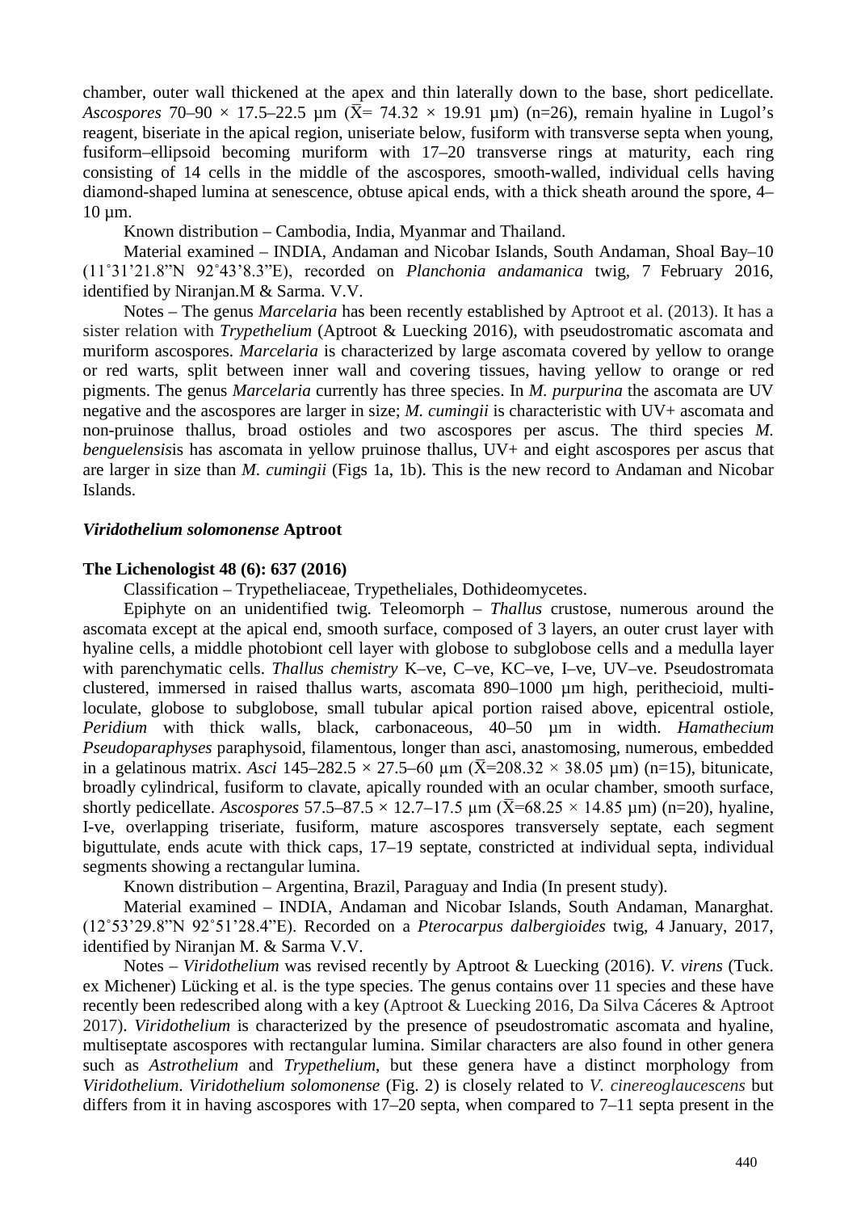chamber, outer wall thickened at the apex and thin laterally down to the base, short pedicellate. *Ascospores* 70–90 × 17.5–22.5 µm ($\bar{X}$= 74.32 × 19.91 µm) (n=26), remain hyaline in Lugol's reagent, biseriate in the apical region, uniseriate below, fusiform with transverse septa when young, fusiform–ellipsoid becoming muriform with 17–20 transverse rings at maturity, each ring consisting of 14 cells in the middle of the ascospores, smooth-walled, individual cells having diamond-shaped lumina at senescence, obtuse apical ends, with a thick sheath around the spore, 4–10 µm.

Known distribution – Cambodia, India, Myanmar and Thailand.

Material examined – INDIA, Andaman and Nicobar Islands, South Andaman, Shoal Bay–10 (11˚31'21.8"N 92˚43'8.3"E), recorded on *Planchonia andamanica* twig, 7 February 2016, identified by Niranjan.M & Sarma. V.V.

Notes – The genus *Marcelaria* has been recently established by Aptroot et al. (2013). It has a sister relation with *Trypethelium* (Aptroot & Luecking 2016), with pseudostromatic ascomata and muriform ascospores. *Marcelaria* is characterized by large ascomata covered by yellow to orange or red warts, split between inner wall and covering tissues, having yellow to orange or red pigments. The genus *Marcelaria* currently has three species. In *M. purpurina* the ascomata are UV negative and the ascospores are larger in size; *M. cumingii* is characteristic with UV+ ascomata and non-pruinose thallus, broad ostioles and two ascospores per ascus. The third species *M. benguelensis*is has ascomata in yellow pruinose thallus, UV+ and eight ascospores per ascus that are larger in size than *M. cumingii* (Figs 1a, 1b). This is the new record to Andaman and Nicobar Islands.

### *Viridothelium solomonense* Aptroot

**The Lichenologist 48 (6): 637 (2016)**

Classification – Trypetheliaceae, Trypetheliales, Dothideomycetes.

Epiphyte on an unidentified twig. Teleomorph – *Thallus* crustose, numerous around the ascomata except at the apical end, smooth surface, composed of 3 layers, an outer crust layer with hyaline cells, a middle photobiont cell layer with globose to subglobose cells and a medulla layer with parenchymatic cells. *Thallus chemistry* K–ve, C–ve, KC–ve, I–ve, UV–ve. Pseudostromata clustered, immersed in raised thallus warts, ascomata 890–1000 µm high, perithecioid, multi-loculate, globose to subglobose, small tubular apical portion raised above, epicentral ostiole, *Peridium* with thick walls, black, carbonaceous, 40–50 µm in width. *Hamathecium Pseudoparaphyses* paraphysoid, filamentous, longer than asci, anastomosing, numerous, embedded in a gelatinous matrix. *Asci* 145–282.5 × 27.5–60 µm ($\bar{X}$=208.32 × 38.05 µm) (n=15), bitunicate, broadly cylindrical, fusiform to clavate, apically rounded with an ocular chamber, smooth surface, shortly pedicellate. *Ascospores* 57.5–87.5 × 12.7–17.5 µm ($\bar{X}$=68.25 × 14.85 µm) (n=20), hyaline, I-ve, overlapping triseriate, fusiform, mature ascospores transversely septate, each segment biguttulate, ends acute with thick caps, 17–19 septate, constricted at individual septa, individual segments showing a rectangular lumina.

Known distribution – Argentina, Brazil, Paraguay and India (In present study).

Material examined – INDIA, Andaman and Nicobar Islands, South Andaman, Manarghat. (12˚53'29.8"N 92˚51'28.4"E). Recorded on a *Pterocarpus dalbergioides* twig, 4 January, 2017, identified by Niranjan M. & Sarma V.V.

Notes – *Viridothelium* was revised recently by Aptroot & Luecking (2016). *V. virens* (Tuck. ex Michener) Lücking et al. is the type species. The genus contains over 11 species and these have recently been redescribed along with a key (Aptroot & Luecking 2016, Da Silva Cáceres & Aptroot 2017). *Viridothelium* is characterized by the presence of pseudostromatic ascomata and hyaline, multiseptate ascospores with rectangular lumina. Similar characters are also found in other genera such as *Astrothelium* and *Trypethelium*, but these genera have a distinct morphology from *Viridothelium*. *Viridothelium solomonense* (Fig. 2) is closely related to *V. cinereoglaucescens* but differs from it in having ascospores with 17–20 septa, when compared to 7–11 septa present in the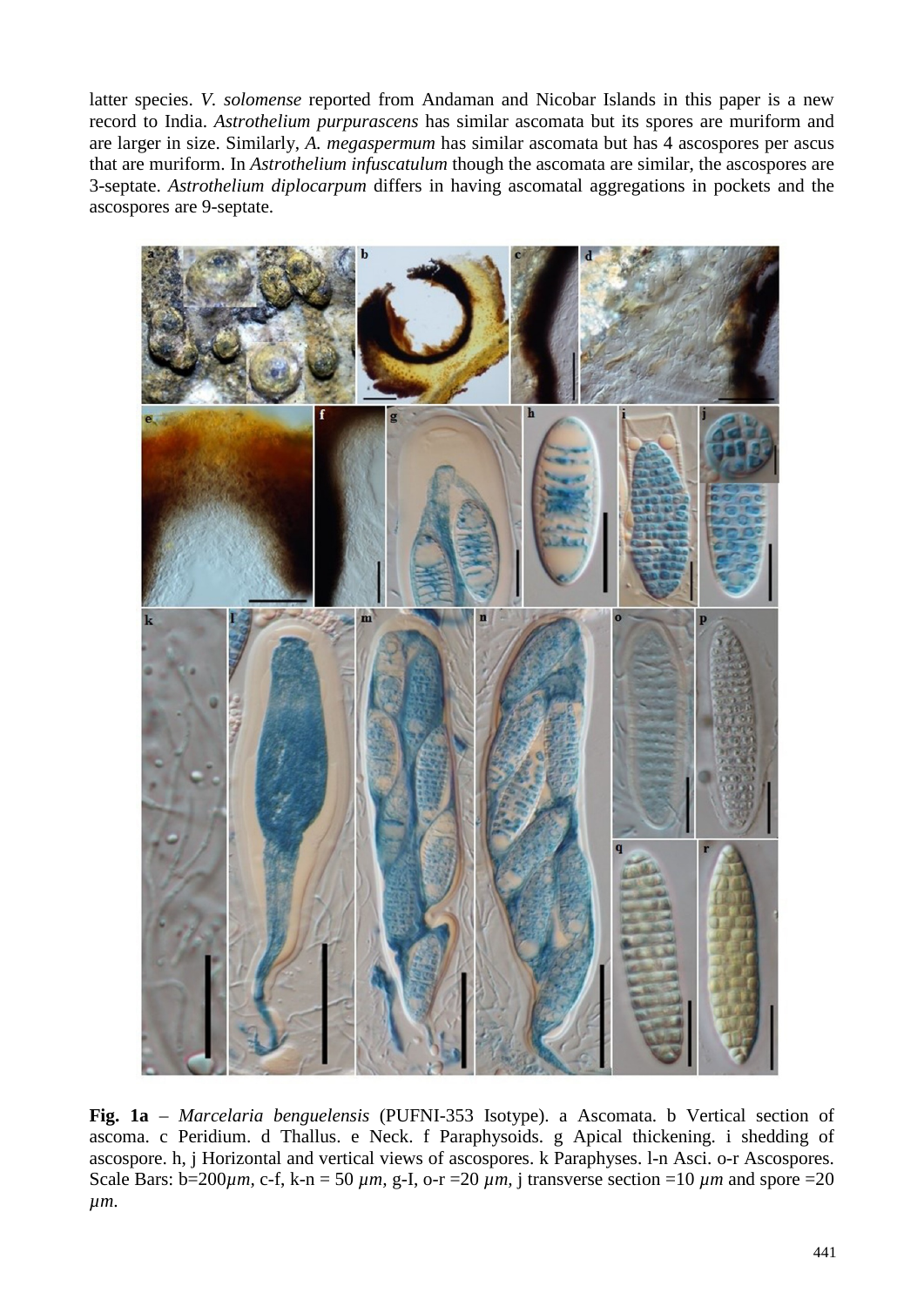latter species. *V. solomense* reported from Andaman and Nicobar Islands in this paper is a new record to India. *Astrothelium purpurascens* has similar ascomata but its spores are muriform and are larger in size. Similarly, *A. megaspermum* has similar ascomata but has 4 ascospores per ascus that are muriform. In *Astrothelium infuscatulum* though the ascomata are similar, the ascospores are 3-septate. *Astrothelium diplocarpum* differs in having ascomatal aggregations in pockets and the ascospores are 9-septate.

**Fig. 1a** – *Marcelaria benguelensis* (PUFNI-353 Isotype). a Ascomata. b Vertical section of ascoma. c Peridium. d Thallus. e Neck. f Paraphysoids. g Apical thickening. i shedding of ascospore. h, j Horizontal and vertical views of ascospores. k Paraphyses. l-n Asci. o-r Ascospores. Scale Bars: b=200*µm*, c-f, k-n = 50 *µm*, g-I, o-r =20 *µm*, j transverse section =10 *µm* and spore =20 *µm*.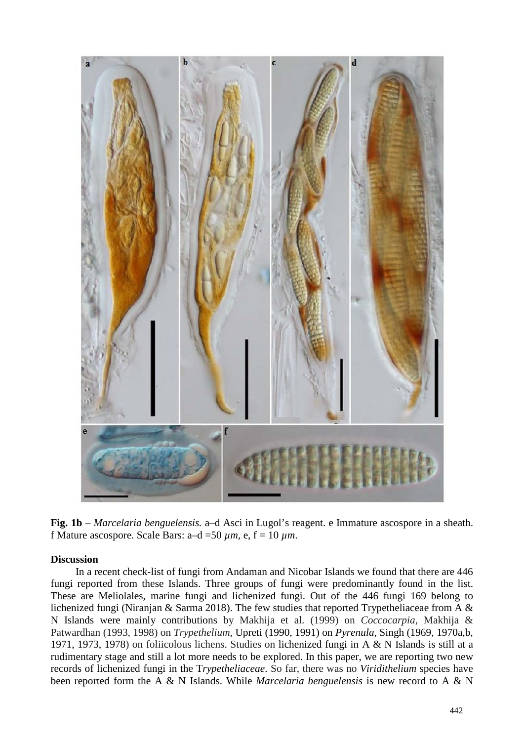**Fig. 1b** – *Marcelaria benguelensis.* a–d Asci in Lugol's reagent. e Immature ascospore in a sheath. f Mature ascospore. Scale Bars: a–d =50 *µm*, e, f = 10 *µm*.

## Discussion

In a recent check-list of fungi from Andaman and Nicobar Islands we found that there are 446 fungi reported from these Islands. Three groups of fungi were predominantly found in the list. These are Meliolales, marine fungi and lichenized fungi. Out of the 446 fungi 169 belong to lichenized fungi (Niranjan & Sarma 2018). The few studies that reported Trypetheliaceae from A & N Islands were mainly contributions by Makhija et al. (1999) on *Coccocarpia*, Makhija & Patwardhan (1993, 1998) on *Trypethelium*, Upreti (1990, 1991) on *Pyrenula*, Singh (1969, 1970a,b, 1971, 1973, 1978) on foliicolous lichens. Studies on lichenized fungi in A & N Islands is still at a rudimentary stage and still a lot more needs to be explored. In this paper, we are reporting two new records of lichenized fungi in the T*rypetheliaceae*. So far, there was no *Viridithelium* species have been reported form the A & N Islands. While *Marcelaria benguelensis* is new record to A & N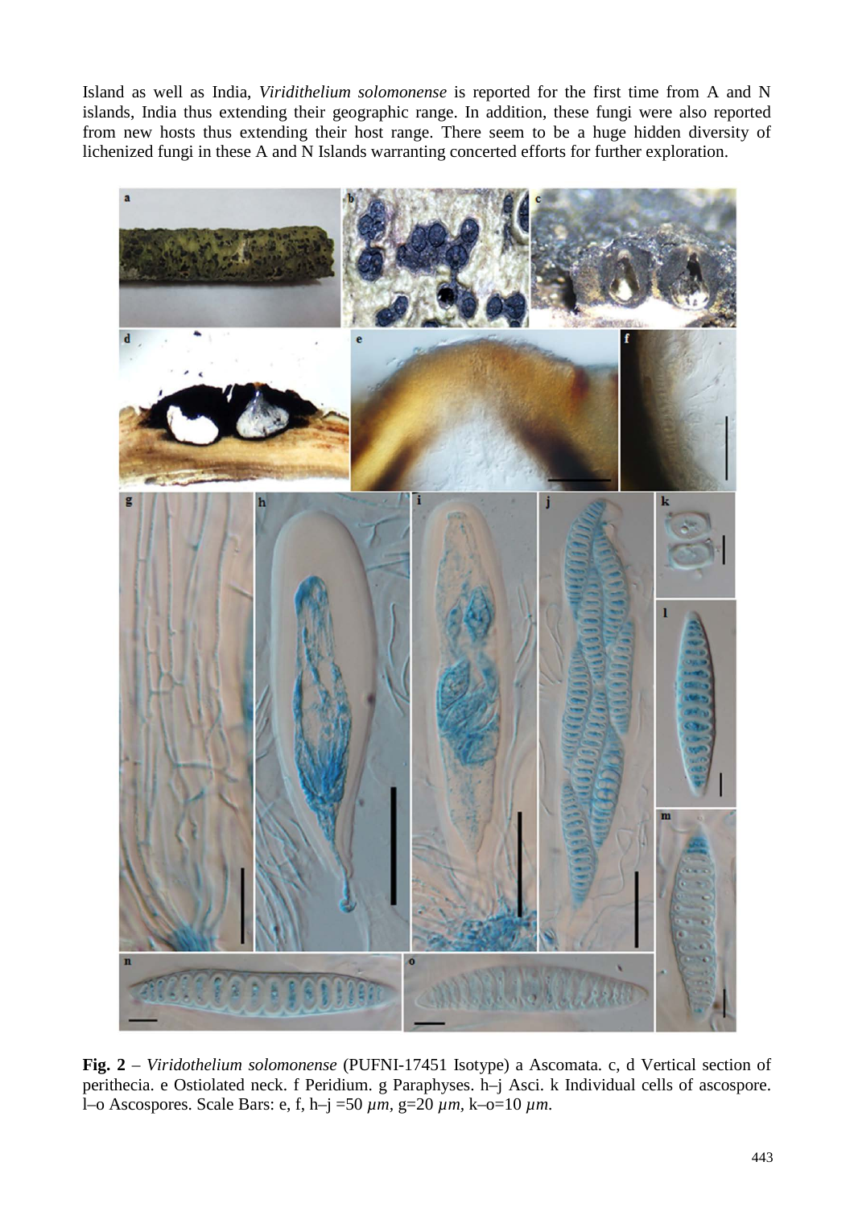Island as well as India, *Viridithelium solomonense* is reported for the first time from A and N islands, India thus extending their geographic range. In addition, these fungi were also reported from new hosts thus extending their host range. There seem to be a huge hidden diversity of lichenized fungi in these A and N Islands warranting concerted efforts for further exploration.

**Fig. 2** – *Viridothelium solomonense* (PUFNI-17451 Isotype) a Ascomata. c, d Vertical section of perithecia. e Ostiolated neck. f Peridium. g Paraphyses. h–j Asci. k Individual cells of ascospore. l–o Ascospores. Scale Bars: e, f, h–j =50 *µm*, g=20 *µm*, k–o=10 *µm*.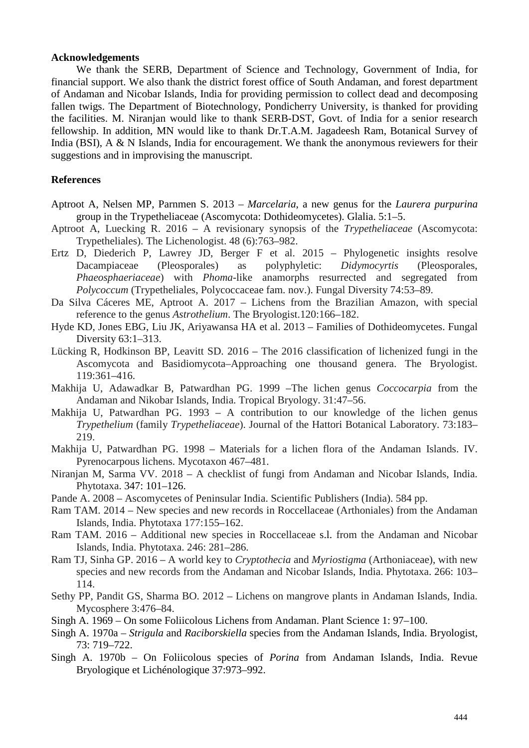**Acknowledgements**

We thank the SERB, Department of Science and Technology, Government of India, for financial support. We also thank the district forest office of South Andaman, and forest department of Andaman and Nicobar Islands, India for providing permission to collect dead and decomposing fallen twigs. The Department of Biotechnology, Pondicherry University, is thanked for providing the facilities. M. Niranjan would like to thank SERB-DST, Govt. of India for a senior research fellowship. In addition, MN would like to thank Dr.T.A.M. Jagadeesh Ram, Botanical Survey of India (BSI), A & N Islands, India for encouragement. We thank the anonymous reviewers for their suggestions and in improvising the manuscript.

**References**

Aptroot A, Nelsen MP, Parnmen S. 2013 – *Marcelaria*, a new genus for the *Laurera purpurina* group in the Trypetheliaceae (Ascomycota: Dothideomycetes). Glalia. 5:1–5.

Aptroot A, Luecking R. 2016 – A revisionary synopsis of the *Trypetheliaceae* (Ascomycota: Trypetheliales). The Lichenologist. 48 (6):763–982.

Ertz D, Diederich P, Lawrey JD, Berger F et al. 2015 – Phylogenetic insights resolve Dacampiaceae (Pleosporales) as polyphyletic: *Didymocyrtis* (Pleosporales, *Phaeosphaeriaceae*) with *Phoma*-like anamorphs resurrected and segregated from *Polycoccum* (Trypetheliales, Polycoccaceae fam. nov.). Fungal Diversity 74:53–89.

Da Silva Cáceres ME, Aptroot A. 2017 – Lichens from the Brazilian Amazon, with special reference to the genus *Astrothelium*. The Bryologist.120:166–182.

Hyde KD, Jones EBG, Liu JK, Ariyawansa HA et al. 2013 – Families of Dothideomycetes. Fungal Diversity 63:1–313.

Lücking R, Hodkinson BP, Leavitt SD. 2016 – The 2016 classification of lichenized fungi in the Ascomycota and Basidiomycota–Approaching one thousand genera. The Bryologist. 119:361–416.

Makhija U, Adawadkar B, Patwardhan PG. 1999 –The lichen genus *Coccocarpia* from the Andaman and Nikobar Islands, India. Tropical Bryology. 31:47–56.

Makhija U, Patwardhan PG. 1993 – A contribution to our knowledge of the lichen genus *Trypethelium* (family *Trypetheliaceae*). Journal of the Hattori Botanical Laboratory. 73:183–219.

Makhija U, Patwardhan PG. 1998 – Materials for a lichen flora of the Andaman Islands. IV. Pyrenocarpous lichens. Mycotaxon 467–481.

Niranjan M, Sarma VV. 2018 – A checklist of fungi from Andaman and Nicobar Islands, India. Phytotaxa. 347: 101–126.

Pande A. 2008 – Ascomycetes of Peninsular India. Scientific Publishers (India). 584 pp.

Ram TAM. 2014 – New species and new records in Roccellaceae (Arthoniales) from the Andaman Islands, India. Phytotaxa 177:155–162.

Ram TAM. 2016 – Additional new species in Roccellaceae s.l. from the Andaman and Nicobar Islands, India. Phytotaxa. 246: 281–286.

Ram TJ, Sinha GP. 2016 – A world key to *Cryptothecia* and *Myriostigma* (Arthoniaceae), with new species and new records from the Andaman and Nicobar Islands, India. Phytotaxa. 266: 103–114.

Sethy PP, Pandit GS, Sharma BO. 2012 – Lichens on mangrove plants in Andaman Islands, India. Mycosphere 3:476–84.

Singh A. 1969 – On some Foliicolous Lichens from Andaman. Plant Science 1: 97–100.

Singh A. 1970a – *Strigula* and *Raciborskiella* species from the Andaman Islands, India. Bryologist, 73: 719–722.

Singh A. 1970b – On Foliicolous species of *Porina* from Andaman Islands, India. Revue Bryologique et Lichénologique 37:973–992.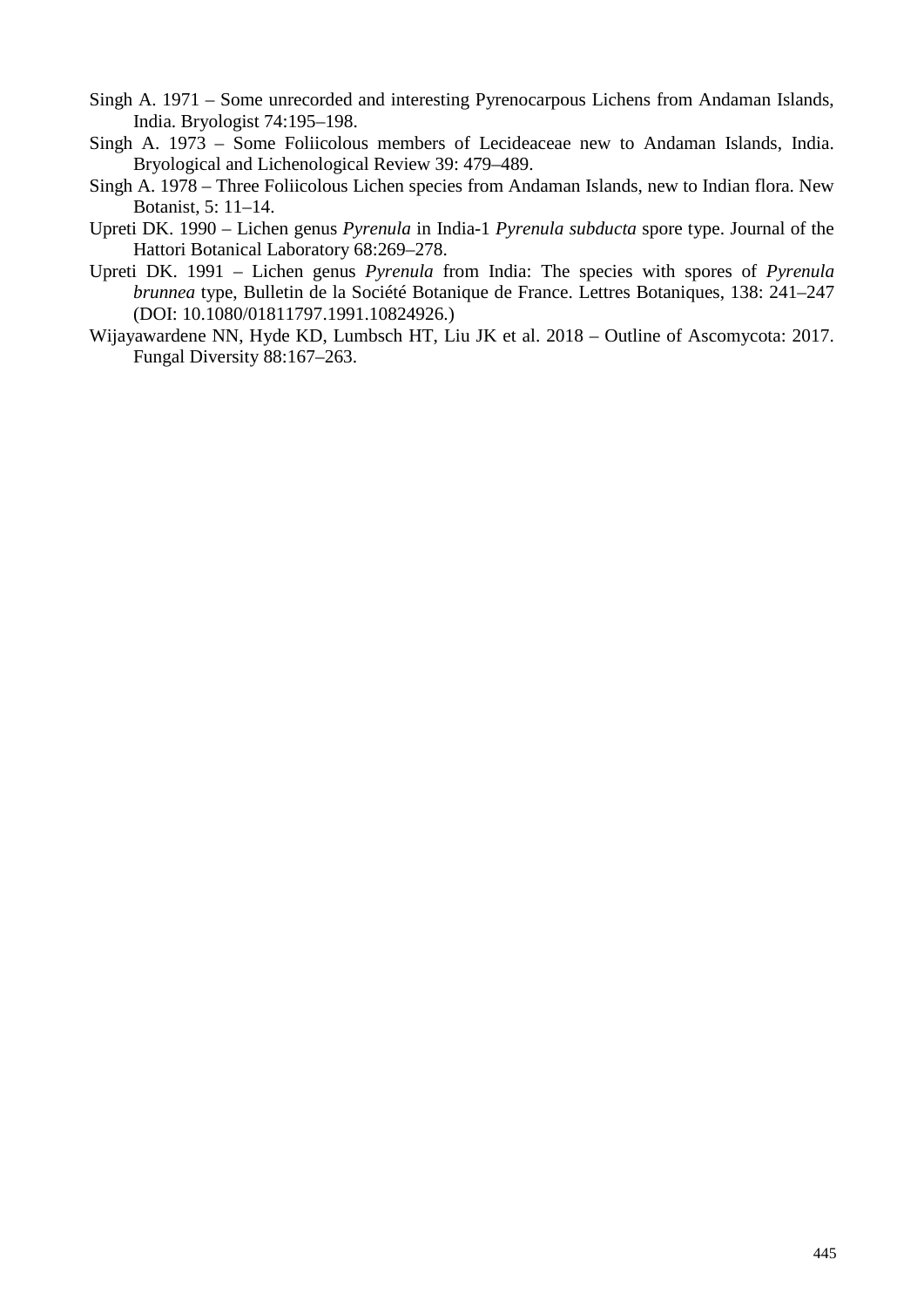Singh A. 1971 – Some unrecorded and interesting Pyrenocarpous Lichens from Andaman Islands, India. Bryologist 74:195–198.

Singh A. 1973 – Some Foliicolous members of Lecideaceae new to Andaman Islands, India. Bryological and Lichenological Review 39: 479–489.

Singh A. 1978 – Three Foliicolous Lichen species from Andaman Islands, new to Indian flora. New Botanist, 5: 11–14.

Upreti DK. 1990 – Lichen genus *Pyrenula* in India-1 *Pyrenula subducta* spore type. Journal of the Hattori Botanical Laboratory 68:269–278.

Upreti DK. 1991 – Lichen genus *Pyrenula* from India: The species with spores of *Pyrenula brunnea* type, Bulletin de la Société Botanique de France. Lettres Botaniques, 138: 241–247 (DOI: 10.1080/01811797.1991.10824926.)

Wijayawardene NN, Hyde KD, Lumbsch HT, Liu JK et al. 2018 – Outline of Ascomycota: 2017. Fungal Diversity 88:167–263.